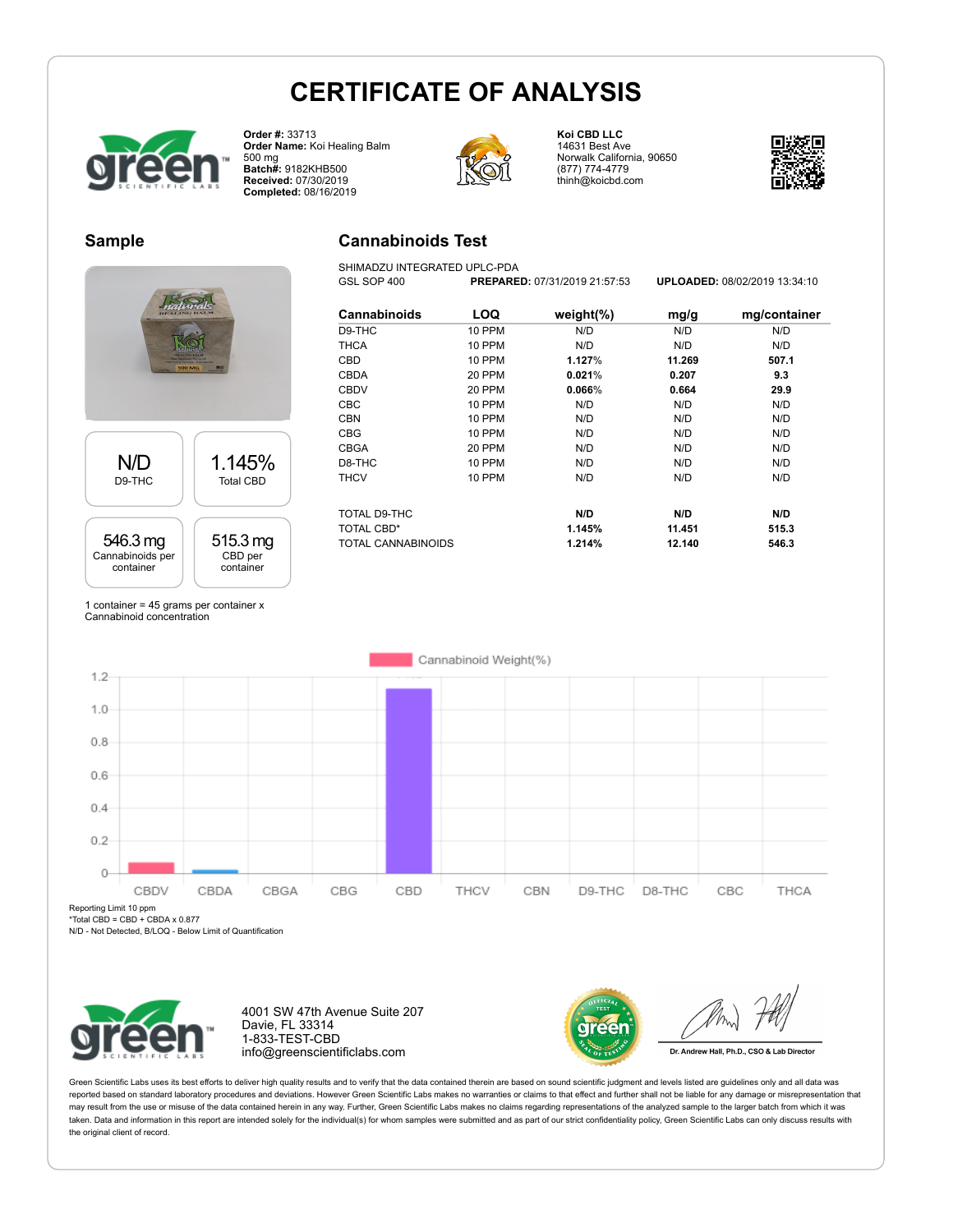# CERTIFICATE OF ANALYSIS

**Order #:** 33713
**Order Name:** Koi Healing Balm 500 mg
**Batch#:** 9182KHB500
**Received:** 07/30/2019
**Completed:** 08/16/2019

**Koi CBD LLC**
14631 Best Ave
Norwalk California, 90650
(877) 774-4779
thinh@koicbd.com

## Sample

| N/D | 1.145% |
|---|---|
| D9-THC | Total CBD |

| 546.3 mg | 515.3 mg |
|---|---|
| Cannabinoids per container | CBD per container |

1 container = 45 grams per container x Cannabinoid concentration

## Cannabinoids Test

SHIMADZU INTEGRATED UPLC-PDA
GSL SOP 400 **PREPARED:** 07/31/2019 21:57:53 **UPLOADED:** 08/02/2019 13:34:10

| Cannabinoids | LOQ | weight(%) | mg/g | mg/container |
|---|---|---|---|---|
| D9-THC | 10 PPM | N/D | N/D | N/D |
| THCA | 10 PPM | N/D | N/D | N/D |
| CBD | 10 PPM | **1.127%** | **11.269** | **507.1** |
| CBDA | 20 PPM | **0.021%** | **0.207** | **9.3** |
| CBDV | 20 PPM | **0.066%** | **0.664** | **29.9** |
| CBC | 10 PPM | N/D | N/D | N/D |
| CBN | 10 PPM | N/D | N/D | N/D |
| CBG | 10 PPM | N/D | N/D | N/D |
| CBGA | 20 PPM | N/D | N/D | N/D |
| D8-THC | 10 PPM | N/D | N/D | N/D |
| THCV | 10 PPM | N/D | N/D | N/D |
| TOTAL D9-THC | | **N/D** | **N/D** | **N/D** |
| TOTAL CBD* | | **1.145%** | **11.451** | **515.3** |
| TOTAL CANNABINOIDS | | **1.214%** | **12.140** | **546.3** |

Cannabinoid Weight(%)

Reporting Limit 10 ppm
*Total CBD = CBD + CBDA x 0.877
N/D - Not Detected, B/LOQ - Below Limit of Quantification

4001 SW 47th Avenue Suite 207
Davie, FL 33314
1-833-TEST-CBD
info@greenscientificlabs.com

Dr. Andrew Hall, Ph.D., CSO & Lab Director

Green Scientific Labs uses its best efforts to deliver high quality results and to verify that the data contained therein are based on sound scientific judgment and levels listed are guidelines only and all data was reported based on standard laboratory procedures and deviations. However Green Scientific Labs makes no warranties or claims to that effect and further shall not be liable for any damage or misrepresentation that may result from the use or misuse of the data contained herein in any way. Further, Green Scientific Labs makes no claims regarding representations of the analyzed sample to the larger batch from which it was taken. Data and information in this report are intended solely for the individual(s) for whom samples were submitted and as part of our strict confidentiality policy, Green Scientific Labs can only discuss results with the original client of record.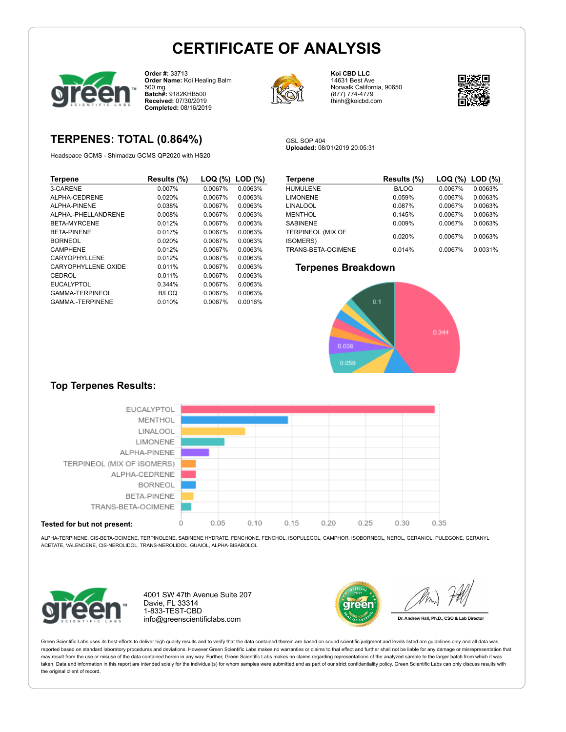# CERTIFICATE OF ANALYSIS

**Order #:** 33713
**Order Name:** Koi Healing Balm 500 mg
**Batch#:** 9182KHB500
**Received:** 07/30/2019
**Completed:** 08/16/2019

**Koi CBD LLC**
14631 Best Ave
Norwalk California, 90650
(877) 774-4779
thinh@koicbd.com

## TERPENES: TOTAL (0.864%)

Headspace GCMS - Shimadzu GCMS QP2020 with HS20

GSL SOP 404
**Uploaded:** 08/01/2019 20:05:31

| Terpene | Results (%) | LOQ (%) | LOD (%) |
|---|---|---|---|
| 3-CARENE | 0.007% | 0.0067% | 0.0063% |
| ALPHA-CEDRENE | 0.020% | 0.0067% | 0.0063% |
| ALPHA-PINENE | 0.038% | 0.0067% | 0.0063% |
| ALPHA.-PHELLANDRENE | 0.008% | 0.0067% | 0.0063% |
| BETA-MYRCENE | 0.012% | 0.0067% | 0.0063% |
| BETA-PINENE | 0.017% | 0.0067% | 0.0063% |
| BORNEOL | 0.020% | 0.0067% | 0.0063% |
| CAMPHENE | 0.012% | 0.0067% | 0.0063% |
| CARYOPHYLLENE | 0.012% | 0.0067% | 0.0063% |
| CARYOPHYLLENE OXIDE | 0.011% | 0.0067% | 0.0063% |
| CEDROL | 0.011% | 0.0067% | 0.0063% |
| EUCALYPTOL | 0.344% | 0.0067% | 0.0063% |
| GAMMA-TERPINEOL | B/LOQ | 0.0067% | 0.0063% |
| GAMMA.-TERPINENE | 0.010% | 0.0067% | 0.0016% |
| HUMULENE | B/LOQ | 0.0067% | 0.0063% |
| LIMONENE | 0.059% | 0.0067% | 0.0063% |
| LINALOOL | 0.087% | 0.0067% | 0.0063% |
| MENTHOL | 0.145% | 0.0067% | 0.0063% |
| SABINENE | 0.009% | 0.0067% | 0.0063% |
| TERPINEOL (MIX OF ISOMERS) | 0.020% | 0.0067% | 0.0063% |
| TRANS-BETA-OCIMENE | 0.014% | 0.0067% | 0.0031% |

## Terpenes Breakdown

## Top Terpenes Results:

**Tested for but not present:**

ALPHA-TERPINENE, CIS-BETA-OCIMENE, TERPINOLENE, SABINENE HYDRATE, FENCHONE, FENCHOL, ISOPULEGOL, CAMPHOR, ISOBORNEOL, NEROL, GERANIOL, PULEGONE, GERANYL ACETATE, VALENCENE, CIS-NEROLIDOL, TRANS-NEROLIDOL, GUAIOL, ALPHA-BISABOLOL

4001 SW 47th Avenue Suite 207
Davie, FL 33314
1-833-TEST-CBD
info@greenscientificlabs.com

Dr. Andrew Hall, Ph.D., CSO & Lab Director

Green Scientific Labs uses its best efforts to deliver high quality results and to verify that the data contained therein are based on sound scientific judgment and levels listed are guidelines only and all data was reported based on standard laboratory procedures and deviations. However Green Scientific Labs makes no warranties or claims to that effect and further shall not be liable for any damage or misrepresentation that may result from the use or misuse of the data contained herein in any way. Further, Green Scientific Labs makes no claims regarding representations of the analyzed sample to the larger batch from which it was taken. Data and information in this report are intended solely for the individual(s) for whom samples were submitted and as part of our strict confidentiality policy, Green Scientific Labs can only discuss results with the original client of record.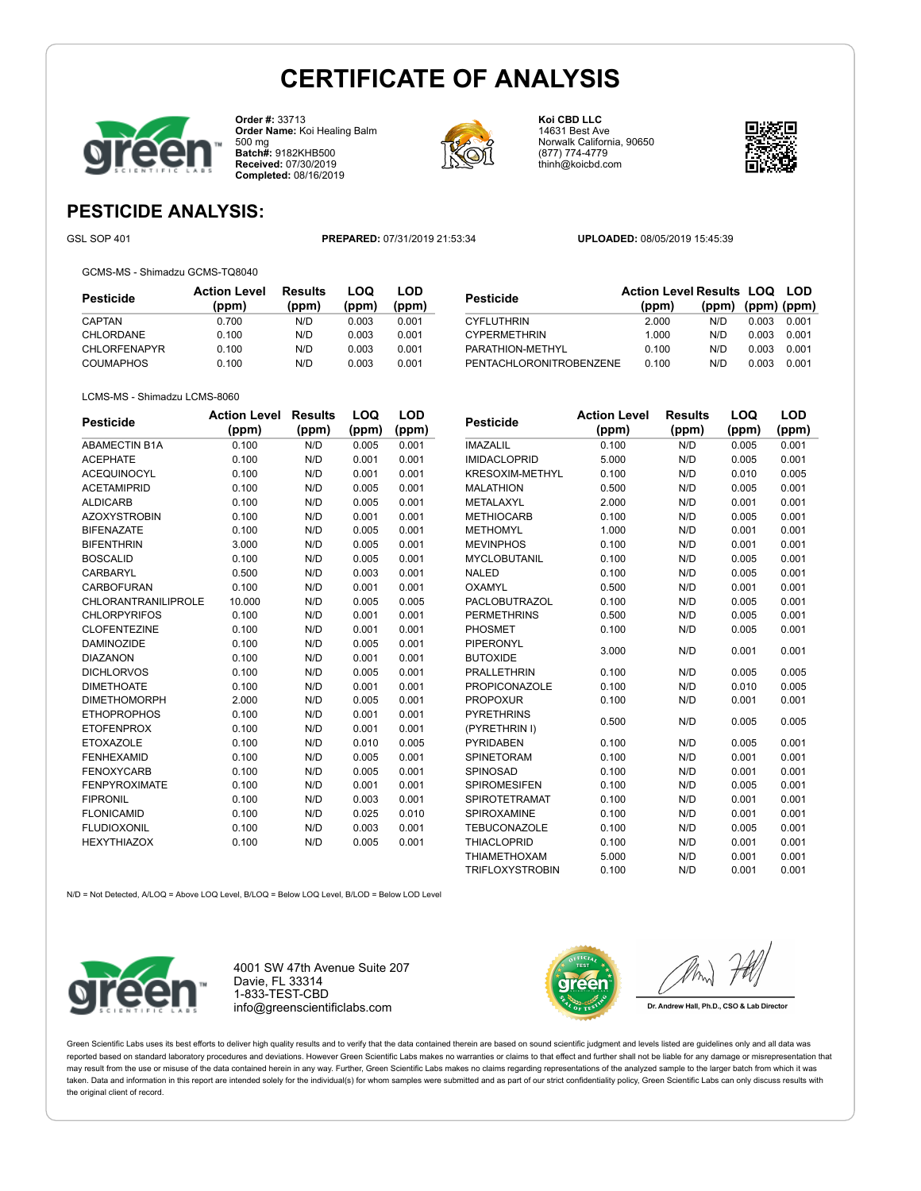# CERTIFICATE OF ANALYSIS

**Order #:** 33713
**Order Name:** Koi Healing Balm 500 mg
**Batch#:** 9182KHB500
**Received:** 07/30/2019
**Completed:** 08/16/2019

**Koi CBD LLC**
14631 Best Ave
Norwalk California, 90650
(877) 774-4779
thinh@koicbd.com

## PESTICIDE ANALYSIS:

GSL SOP 401 **PREPARED:** 07/31/2019 21:53:34 **UPLOADED:** 08/05/2019 15:45:39

GCMS-MS - Shimadzu GCMS-TQ8040

| Pesticide | Action Level (ppm) | Results (ppm) | LOQ (ppm) | LOD (ppm) |
|---|---|---|---|---|
| CAPTAN | 0.700 | N/D | 0.003 | 0.001 |
| CHLORDANE | 0.100 | N/D | 0.003 | 0.001 |
| CHLORFENAPYR | 0.100 | N/D | 0.003 | 0.001 |
| COUMAPHOS | 0.100 | N/D | 0.003 | 0.001 |
| CYFLUTHRIN | 2.000 | N/D | 0.003 | 0.001 |
| CYPERMETHRIN | 1.000 | N/D | 0.003 | 0.001 |
| PARATHION-METHYL | 0.100 | N/D | 0.003 | 0.001 |
| PENTACHLORONITROBENZENE | 0.100 | N/D | 0.003 | 0.001 |

LCMS-MS - Shimadzu LCMS-8060

| Pesticide | Action Level (ppm) | Results (ppm) | LOQ (ppm) | LOD (ppm) |
|---|---|---|---|---|
| ABAMECTIN B1A | 0.100 | N/D | 0.005 | 0.001 |
| ACEPHATE | 0.100 | N/D | 0.001 | 0.001 |
| ACEQUINOCYL | 0.100 | N/D | 0.001 | 0.001 |
| ACETAMIPRID | 0.100 | N/D | 0.005 | 0.001 |
| ALDICARB | 0.100 | N/D | 0.005 | 0.001 |
| AZOXYSTROBIN | 0.100 | N/D | 0.001 | 0.001 |
| BIFENAZATE | 0.100 | N/D | 0.005 | 0.001 |
| BIFENTHRIN | 3.000 | N/D | 0.005 | 0.001 |
| BOSCALID | 0.100 | N/D | 0.005 | 0.001 |
| CARBARYL | 0.500 | N/D | 0.003 | 0.001 |
| CARBOFURAN | 0.100 | N/D | 0.001 | 0.001 |
| CHLORANTRANILIPROLE | 10.000 | N/D | 0.005 | 0.005 |
| CHLORPYRIFOS | 0.100 | N/D | 0.001 | 0.001 |
| CLOFENTEZINE | 0.100 | N/D | 0.001 | 0.001 |
| DAMINOZIDE | 0.100 | N/D | 0.005 | 0.001 |
| DIAZANON | 0.100 | N/D | 0.001 | 0.001 |
| DICHLORVOS | 0.100 | N/D | 0.005 | 0.001 |
| DIMETHOATE | 0.100 | N/D | 0.001 | 0.001 |
| DIMETHOMORPH | 2.000 | N/D | 0.005 | 0.001 |
| ETHOPROPHOS | 0.100 | N/D | 0.001 | 0.001 |
| ETOFENPROX | 0.100 | N/D | 0.001 | 0.001 |
| ETOXAZOLE | 0.100 | N/D | 0.010 | 0.005 |
| FENHEXAMID | 0.100 | N/D | 0.005 | 0.001 |
| FENOXYCARB | 0.100 | N/D | 0.005 | 0.001 |
| FENPYROXIMATE | 0.100 | N/D | 0.001 | 0.001 |
| FIPRONIL | 0.100 | N/D | 0.003 | 0.001 |
| FLONICAMID | 0.100 | N/D | 0.025 | 0.010 |
| FLUDIOXONIL | 0.100 | N/D | 0.003 | 0.001 |
| HEXYTHIAZOX | 0.100 | N/D | 0.005 | 0.001 |
| IMAZALIL | 0.100 | N/D | 0.005 | 0.001 |
| IMIDACLOPRID | 5.000 | N/D | 0.005 | 0.001 |
| KRESOXIM-METHYL | 0.100 | N/D | 0.010 | 0.005 |
| MALATHION | 0.500 | N/D | 0.005 | 0.001 |
| METALAXYL | 2.000 | N/D | 0.001 | 0.001 |
| METHIOCARB | 0.100 | N/D | 0.005 | 0.001 |
| METHOMYL | 1.000 | N/D | 0.001 | 0.001 |
| MEVINPHOS | 0.100 | N/D | 0.001 | 0.001 |
| MYCLOBUTANIL | 0.100 | N/D | 0.005 | 0.001 |
| NALED | 0.100 | N/D | 0.005 | 0.001 |
| OXAMYL | 0.500 | N/D | 0.001 | 0.001 |
| PACLOBUTRAZOL | 0.100 | N/D | 0.005 | 0.001 |
| PERMETHRINS | 0.500 | N/D | 0.005 | 0.001 |
| PHOSMET | 0.100 | N/D | 0.005 | 0.001 |
| PIPERONYL BUTOXIDE | 3.000 | N/D | 0.001 | 0.001 |
| PRALLETHRIN | 0.100 | N/D | 0.005 | 0.005 |
| PROPICONAZOLE | 0.100 | N/D | 0.010 | 0.005 |
| PROPOXUR | 0.100 | N/D | 0.001 | 0.001 |
| PYRETHRINS (PYRETHRIN I) | 0.500 | N/D | 0.005 | 0.005 |
| PYRIDABEN | 0.100 | N/D | 0.005 | 0.001 |
| SPINETORAM | 0.100 | N/D | 0.001 | 0.001 |
| SPINOSAD | 0.100 | N/D | 0.001 | 0.001 |
| SPIROMESIFEN | 0.100 | N/D | 0.005 | 0.001 |
| SPIROTETRAMAT | 0.100 | N/D | 0.001 | 0.001 |
| SPIROXAMINE | 0.100 | N/D | 0.001 | 0.001 |
| TEBUCONAZOLE | 0.100 | N/D | 0.005 | 0.001 |
| THIACLOPRID | 0.100 | N/D | 0.001 | 0.001 |
| THIAMETHOXAM | 5.000 | N/D | 0.001 | 0.001 |
| TRIFLOXYSTROBIN | 0.100 | N/D | 0.001 | 0.001 |

N/D = Not Detected, A/LOQ = Above LOQ Level, B/LOQ = Below LOQ Level, B/LOD = Below LOD Level

4001 SW 47th Avenue Suite 207
Davie, FL 33314
1-833-TEST-CBD
info@greenscientificlabs.com

Dr. Andrew Hall, Ph.D., CSO & Lab Director

Green Scientific Labs uses its best efforts to deliver high quality results and to verify that the data contained therein are based on sound scientific judgment and levels listed are guidelines only and all data was reported based on standard laboratory procedures and deviations. However Green Scientific Labs makes no warranties or claims to that effect and further shall not be liable for any damage or misrepresentation that may result from the use or misuse of the data contained herein in any way. Further, Green Scientific Labs makes no claims regarding representations of the analyzed sample to the larger batch from which it was taken. Data and information in this report are intended solely for the individual(s) for whom samples were submitted and as part of our strict confidentiality policy, Green Scientific Labs can only discuss results with the original client of record.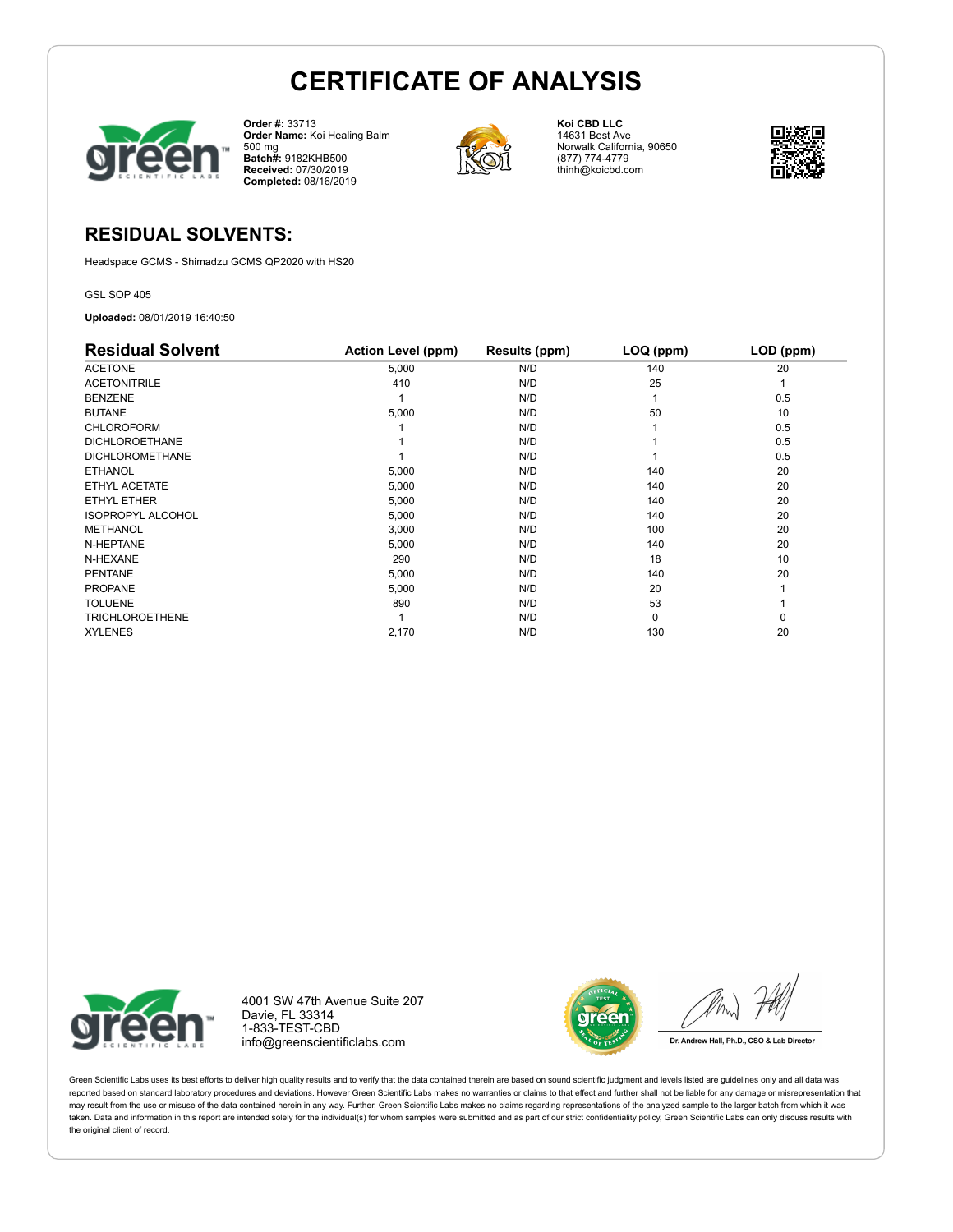# CERTIFICATE OF ANALYSIS

**Order #:** 33713
**Order Name:** Koi Healing Balm 500 mg
**Batch#:** 9182KHB500
**Received:** 07/30/2019
**Completed:** 08/16/2019

**Koi CBD LLC**
14631 Best Ave
Norwalk California, 90650
(877) 774-4779
thinh@koicbd.com

## RESIDUAL SOLVENTS:

Headspace GCMS - Shimadzu GCMS QP2020 with HS20

GSL SOP 405

**Uploaded:** 08/01/2019 16:40:50

| Residual Solvent | Action Level (ppm) | Results (ppm) | LOQ (ppm) | LOD (ppm) |
|---|---|---|---|---|
| ACETONE | 5,000 | N/D | 140 | 20 |
| ACETONITRILE | 410 | N/D | 25 | 1 |
| BENZENE | 1 | N/D | 1 | 0.5 |
| BUTANE | 5,000 | N/D | 50 | 10 |
| CHLOROFORM | 1 | N/D | 1 | 0.5 |
| DICHLOROETHANE | 1 | N/D | 1 | 0.5 |
| DICHLOROMETHANE | 1 | N/D | 1 | 0.5 |
| ETHANOL | 5,000 | N/D | 140 | 20 |
| ETHYL ACETATE | 5,000 | N/D | 140 | 20 |
| ETHYL ETHER | 5,000 | N/D | 140 | 20 |
| ISOPROPYL ALCOHOL | 5,000 | N/D | 140 | 20 |
| METHANOL | 3,000 | N/D | 100 | 20 |
| N-HEPTANE | 5,000 | N/D | 140 | 20 |
| N-HEXANE | 290 | N/D | 18 | 10 |
| PENTANE | 5,000 | N/D | 140 | 20 |
| PROPANE | 5,000 | N/D | 20 | 1 |
| TOLUENE | 890 | N/D | 53 | 1 |
| TRICHLOROETHENE | 1 | N/D | 0 | 0 |
| XYLENES | 2,170 | N/D | 130 | 20 |

4001 SW 47th Avenue Suite 207
Davie, FL 33314
1-833-TEST-CBD
info@greenscientificlabs.com

Dr. Andrew Hall, Ph.D., CSO & Lab Director

Green Scientific Labs uses its best efforts to deliver high quality results and to verify that the data contained therein are based on sound scientific judgment and levels listed are guidelines only and all data was reported based on standard laboratory procedures and deviations. However Green Scientific Labs makes no warranties or claims to that effect and further shall not be liable for any damage or misrepresentation that may result from the use or misuse of the data contained herein in any way. Further, Green Scientific Labs makes no claims regarding representations of the analyzed sample to the larger batch from which it was taken. Data and information in this report are intended solely for the individual(s) for whom samples were submitted and as part of our strict confidentiality policy, Green Scientific Labs can only discuss results with the original client of record.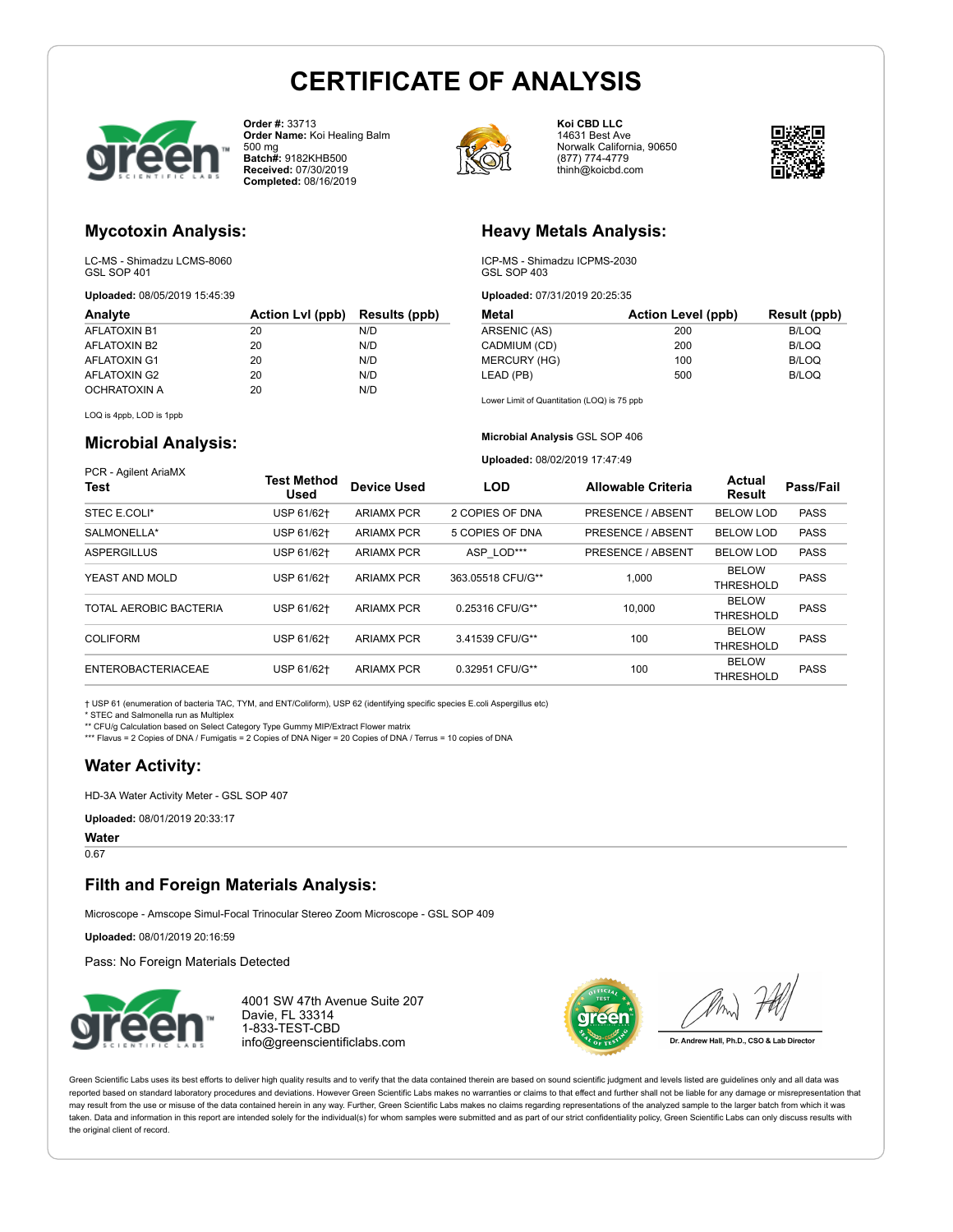# CERTIFICATE OF ANALYSIS

**Order #:** 33713
**Order Name:** Koi Healing Balm 500 mg
**Batch#:** 9182KHB500
**Received:** 07/30/2019
**Completed:** 08/16/2019

**Koi CBD LLC**
14631 Best Ave
Norwalk California, 90650
(877) 774-4779
thinh@koicbd.com

## Mycotoxin Analysis:

LC-MS - Shimadzu LCMS-8060
GSL SOP 401

**Uploaded:** 08/05/2019 15:45:39

| Analyte | Action Lvl (ppb) | Results (ppb) |
|---|---|---|
| AFLATOXIN B1 | 20 | N/D |
| AFLATOXIN B2 | 20 | N/D |
| AFLATOXIN G1 | 20 | N/D |
| AFLATOXIN G2 | 20 | N/D |
| OCHRATOXIN A | 20 | N/D |

LOQ is 4ppb, LOD is 1ppb

## Heavy Metals Analysis:

ICP-MS - Shimadzu ICPMS-2030
GSL SOP 403

**Uploaded:** 07/31/2019 20:25:35

| Metal | Action Level (ppb) | Result (ppb) |
|---|---|---|
| ARSENIC (AS) | 200 | B/LOQ |
| CADMIUM (CD) | 200 | B/LOQ |
| MERCURY (HG) | 100 | B/LOQ |
| LEAD (PB) | 500 | B/LOQ |

Lower Limit of Quantitation (LOQ) is 75 ppb

## Microbial Analysis:

PCR - Agilent AriaMX

**Microbial Analysis** GSL SOP 406

**Uploaded:** 08/02/2019 17:47:49

| Test | Test Method Used | Device Used | LOD | Allowable Criteria | Actual Result | Pass/Fail |
|---|---|---|---|---|---|---|
| STEC E.COLI* | USP 61/62† | ARIAMX PCR | 2 COPIES OF DNA | PRESENCE / ABSENT | BELOW LOD | PASS |
| SALMONELLA* | USP 61/62† | ARIAMX PCR | 5 COPIES OF DNA | PRESENCE / ABSENT | BELOW LOD | PASS |
| ASPERGILLUS | USP 61/62† | ARIAMX PCR | ASP_LOD*** | PRESENCE / ABSENT | BELOW LOD | PASS |
| YEAST AND MOLD | USP 61/62† | ARIAMX PCR | 363.05518 CFU/G** | 1,000 | BELOW THRESHOLD | PASS |
| TOTAL AEROBIC BACTERIA | USP 61/62† | ARIAMX PCR | 0.25316 CFU/G** | 10,000 | BELOW THRESHOLD | PASS |
| COLIFORM | USP 61/62† | ARIAMX PCR | 3.41539 CFU/G** | 100 | BELOW THRESHOLD | PASS |
| ENTEROBACTERIACEAE | USP 61/62† | ARIAMX PCR | 0.32951 CFU/G** | 100 | BELOW THRESHOLD | PASS |

† USP 61 (enumeration of bacteria TAC, TYM, and ENT/Coliform), USP 62 (identifying specific species E.coli Aspergillus etc)
* STEC and Salmonella run as Multiplex
** CFU/g Calculation based on Select Category Type Gummy MIP/Extract Flower matrix
*** Flavus = 2 Copies of DNA / Fumigatis = 2 Copies of DNA Niger = 20 Copies of DNA / Terrus = 10 copies of DNA

## Water Activity:

HD-3A Water Activity Meter - GSL SOP 407

**Uploaded:** 08/01/2019 20:33:17

| Water |
|---|
| 0.67 |

## Filth and Foreign Materials Analysis:

Microscope - Amscope Simul-Focal Trinocular Stereo Zoom Microscope - GSL SOP 409

**Uploaded:** 08/01/2019 20:16:59

Pass: No Foreign Materials Detected

4001 SW 47th Avenue Suite 207
Davie, FL 33314
1-833-TEST-CBD
info@greenscientificlabs.com

Dr. Andrew Hall, Ph.D., CSO & Lab Director

Green Scientific Labs uses its best efforts to deliver high quality results and to verify that the data contained therein are based on sound scientific judgment and levels listed are guidelines only and all data was reported based on standard laboratory procedures and deviations. However Green Scientific Labs makes no warranties or claims to that effect and further shall not be liable for any damage or misrepresentation that may result from the use or misuse of the data contained herein in any way. Further, Green Scientific Labs makes no claims regarding representations of the analyzed sample to the larger batch from which it was taken. Data and information in this report are intended solely for the individual(s) for whom samples were submitted and as part of our strict confidentiality policy, Green Scientific Labs can only discuss results with the original client of record.